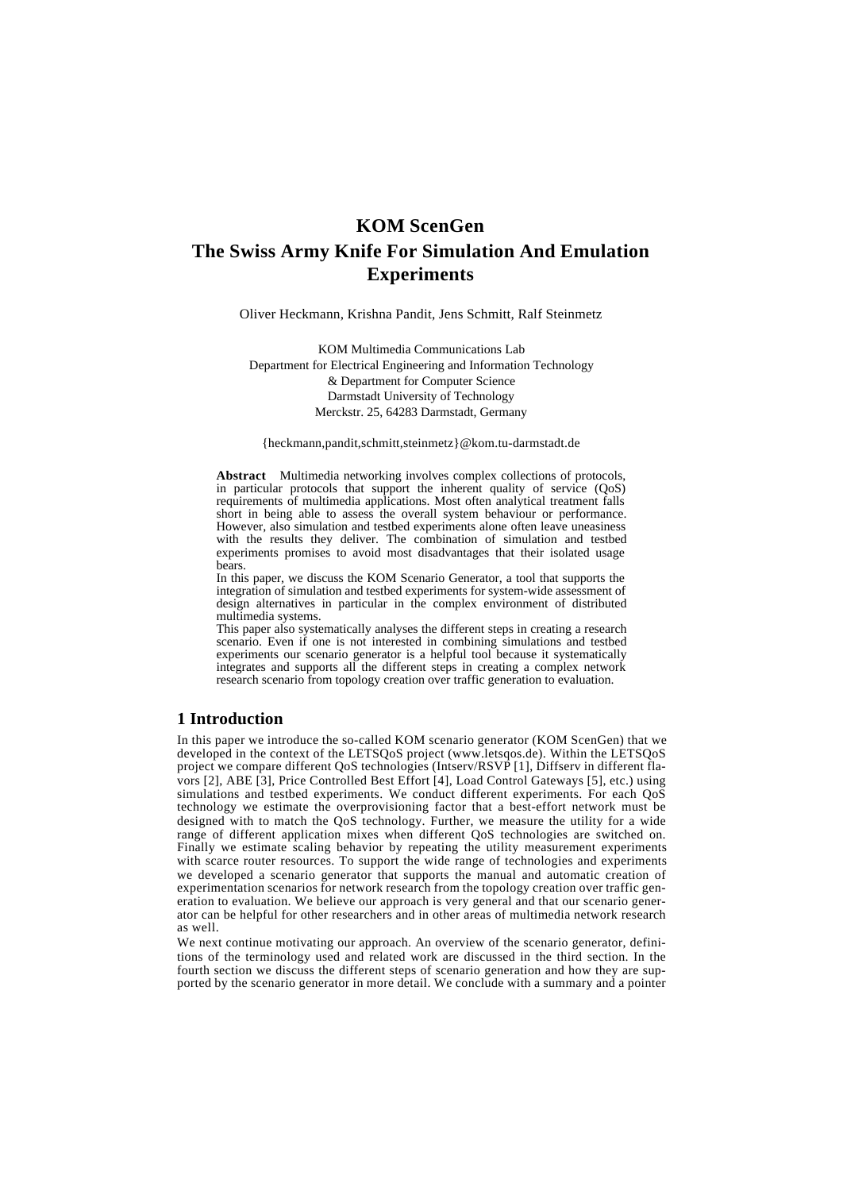# KOM ScenGen
# The Swiss Army Knife For Simulation And Emulation Experiments

Oliver Heckmann, Krishna Pandit, Jens Schmitt, Ralf Steinmetz

KOM Multimedia Communications Lab
Department for Electrical Engineering and Information Technology
& Department for Computer Science
Darmstadt University of Technology
Merckstr. 25, 64283 Darmstadt, Germany

{heckmann,pandit,schmitt,steinmetz}@kom.tu-darmstadt.de

**Abstract** Multimedia networking involves complex collections of protocols, in particular protocols that support the inherent quality of service (QoS) requirements of multimedia applications. Most often analytical treatment falls short in being able to assess the overall system behaviour or performance. However, also simulation and testbed experiments alone often leave uneasiness with the results they deliver. The combination of simulation and testbed experiments promises to avoid most disadvantages that their isolated usage bears.

In this paper, we discuss the KOM Scenario Generator, a tool that supports the integration of simulation and testbed experiments for system-wide assessment of design alternatives in particular in the complex environment of distributed multimedia systems.

This paper also systematically analyses the different steps in creating a research scenario. Even if one is not interested in combining simulations and testbed experiments our scenario generator is a helpful tool because it systematically integrates and supports all the different steps in creating a complex network research scenario from topology creation over traffic generation to evaluation.

## 1 Introduction

In this paper we introduce the so-called KOM scenario generator (KOM ScenGen) that we developed in the context of the LETSQoS project (www.letsqos.de). Within the LETSQoS project we compare different QoS technologies (Intserv/RSVP [1], Diffserv in different flavors [2], ABE [3], Price Controlled Best Effort [4], Load Control Gateways [5], etc.) using simulations and testbed experiments. We conduct different experiments. For each QoS technology we estimate the overprovisioning factor that a best-effort network must be designed with to match the QoS technology. Further, we measure the utility for a wide range of different application mixes when different QoS technologies are switched on. Finally we estimate scaling behavior by repeating the utility measurement experiments with scarce router resources. To support the wide range of technologies and experiments we developed a scenario generator that supports the manual and automatic creation of experimentation scenarios for network research from the topology creation over traffic generation to evaluation. We believe our approach is very general and that our scenario generator can be helpful for other researchers and in other areas of multimedia network research as well.

We next continue motivating our approach. An overview of the scenario generator, definitions of the terminology used and related work are discussed in the third section. In the fourth section we discuss the different steps of scenario generation and how they are supported by the scenario generator in more detail. We conclude with a summary and a pointer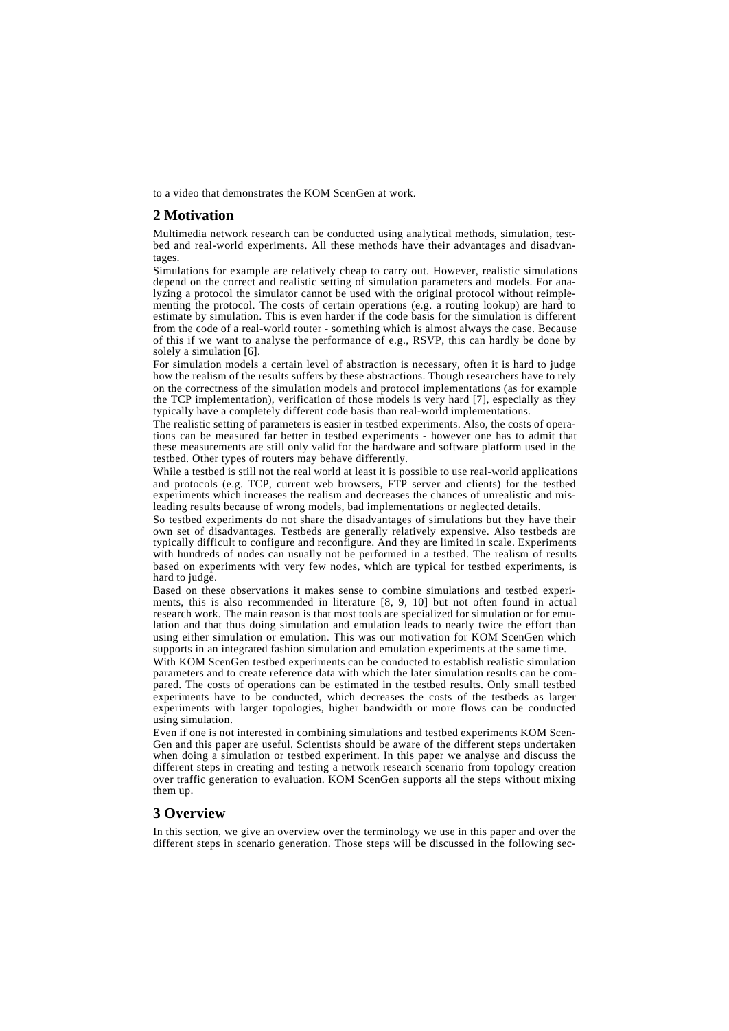to a video that demonstrates the KOM ScenGen at work.

## 2 Motivation

Multimedia network research can be conducted using analytical methods, simulation, testbed and real-world experiments. All these methods have their advantages and disadvantages.

Simulations for example are relatively cheap to carry out. However, realistic simulations depend on the correct and realistic setting of simulation parameters and models. For analyzing a protocol the simulator cannot be used with the original protocol without reimplementing the protocol. The costs of certain operations (e.g. a routing lookup) are hard to estimate by simulation. This is even harder if the code basis for the simulation is different from the code of a real-world router - something which is almost always the case. Because of this if we want to analyse the performance of e.g., RSVP, this can hardly be done by solely a simulation [6].

For simulation models a certain level of abstraction is necessary, often it is hard to judge how the realism of the results suffers by these abstractions. Though researchers have to rely on the correctness of the simulation models and protocol implementations (as for example the TCP implementation), verification of those models is very hard [7], especially as they typically have a completely different code basis than real-world implementations.

The realistic setting of parameters is easier in testbed experiments. Also, the costs of operations can be measured far better in testbed experiments - however one has to admit that these measurements are still only valid for the hardware and software platform used in the testbed. Other types of routers may behave differently.

While a testbed is still not the real world at least it is possible to use real-world applications and protocols (e.g. TCP, current web browsers, FTP server and clients) for the testbed experiments which increases the realism and decreases the chances of unrealistic and misleading results because of wrong models, bad implementations or neglected details.

So testbed experiments do not share the disadvantages of simulations but they have their own set of disadvantages. Testbeds are generally relatively expensive. Also testbeds are typically difficult to configure and reconfigure. And they are limited in scale. Experiments with hundreds of nodes can usually not be performed in a testbed. The realism of results based on experiments with very few nodes, which are typical for testbed experiments, is hard to judge.

Based on these observations it makes sense to combine simulations and testbed experiments, this is also recommended in literature [8, 9, 10] but not often found in actual research work. The main reason is that most tools are specialized for simulation or for emulation and that thus doing simulation and emulation leads to nearly twice the effort than using either simulation or emulation. This was our motivation for KOM ScenGen which supports in an integrated fashion simulation and emulation experiments at the same time.

With KOM ScenGen testbed experiments can be conducted to establish realistic simulation parameters and to create reference data with which the later simulation results can be compared. The costs of operations can be estimated in the testbed results. Only small testbed experiments have to be conducted, which decreases the costs of the testbeds as larger experiments with larger topologies, higher bandwidth or more flows can be conducted using simulation.

Even if one is not interested in combining simulations and testbed experiments KOM ScenGen and this paper are useful. Scientists should be aware of the different steps undertaken when doing a simulation or testbed experiment. In this paper we analyse and discuss the different steps in creating and testing a network research scenario from topology creation over traffic generation to evaluation. KOM ScenGen supports all the steps without mixing them up.

## 3 Overview

In this section, we give an overview over the terminology we use in this paper and over the different steps in scenario generation. Those steps will be discussed in the following sec-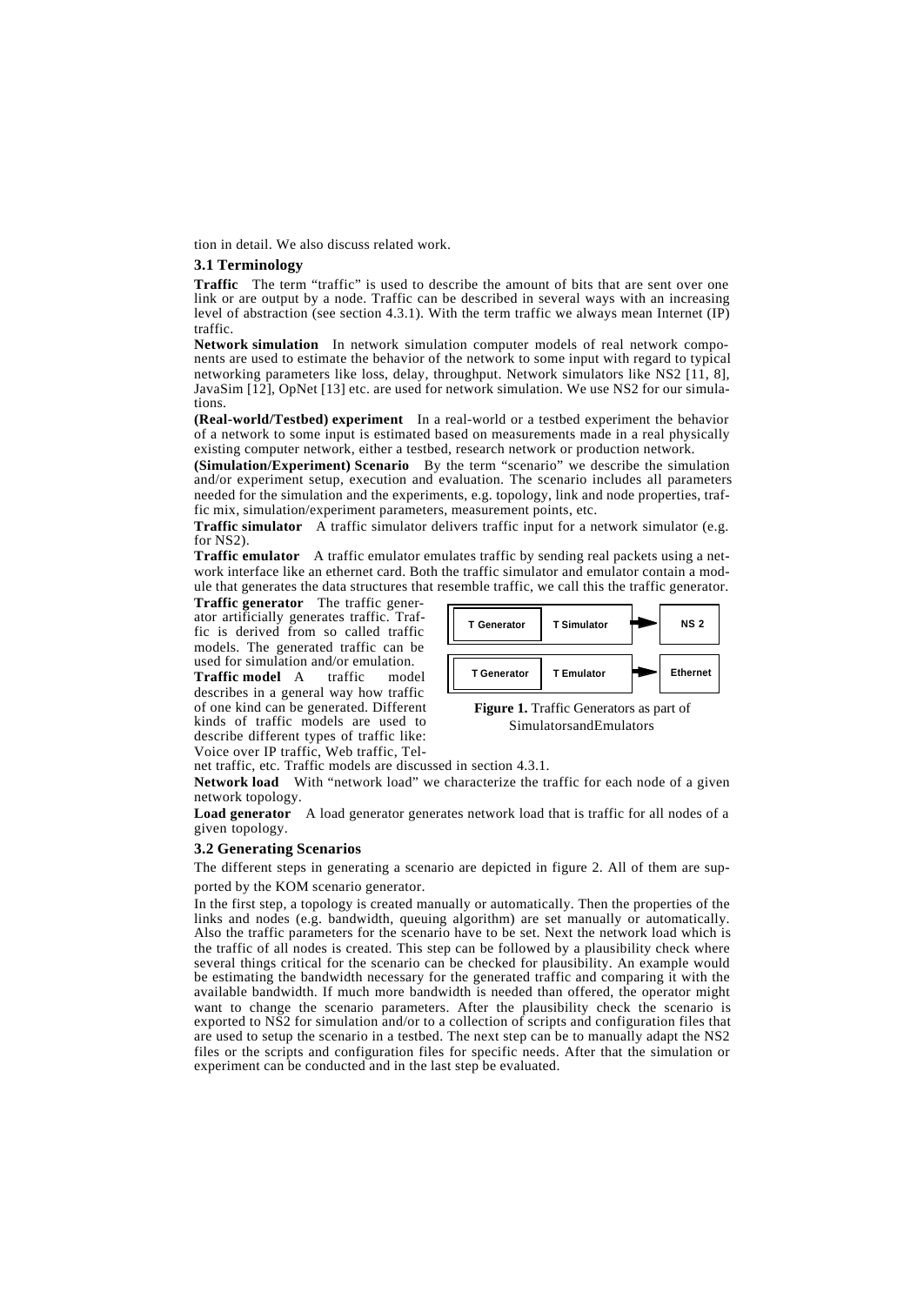tion in detail. We also discuss related work.

### 3.1 Terminology

**Traffic** The term "traffic" is used to describe the amount of bits that are sent over one link or are output by a node. Traffic can be described in several ways with an increasing level of abstraction (see section 4.3.1). With the term traffic we always mean Internet (IP) traffic.

**Network simulation** In network simulation computer models of real network components are used to estimate the behavior of the network to some input with regard to typical networking parameters like loss, delay, throughput. Network simulators like NS2 [11, 8], JavaSim [12], OpNet [13] etc. are used for network simulation. We use NS2 for our simulations.

**(Real-world/Testbed) experiment** In a real-world or a testbed experiment the behavior of a network to some input is estimated based on measurements made in a real physically existing computer network, either a testbed, research network or production network.

**(Simulation/Experiment) Scenario** By the term "scenario" we describe the simulation and/or experiment setup, execution and evaluation. The scenario includes all parameters needed for the simulation and the experiments, e.g. topology, link and node properties, traffic mix, simulation/experiment parameters, measurement points, etc.

**Traffic simulator** A traffic simulator delivers traffic input for a network simulator (e.g. for NS2).

**Traffic emulator** A traffic emulator emulates traffic by sending real packets using a network interface like an ethernet card. Both the traffic simulator and emulator contain a module that generates the data structures that resemble traffic, we call this the traffic generator.

**Traffic generator** The traffic generator artificially generates traffic. Traffic is derived from so called traffic models. The generated traffic can be used for simulation and/or emulation.

**Traffic model** A traffic model describes in a general way how traffic of one kind can be generated. Different kinds of traffic models are used to describe different types of traffic like: Voice over IP traffic, Web traffic, Telnet traffic, etc. Traffic models are discussed in section 4.3.1.

| T Generator | T Simulator | → | NS 2 |
|---|---|---|---|
| T Generator | T Emulator | → | Ethernet |

**Figure 1.** Traffic Generators as part of SimulatorsandEmulators

**Network load** With "network load" we characterize the traffic for each node of a given network topology.

**Load generator** A load generator generates network load that is traffic for all nodes of a given topology.

### 3.2 Generating Scenarios

The different steps in generating a scenario are depicted in figure 2. All of them are supported by the KOM scenario generator.

In the first step, a topology is created manually or automatically. Then the properties of the links and nodes (e.g. bandwidth, queuing algorithm) are set manually or automatically. Also the traffic parameters for the scenario have to be set. Next the network load which is the traffic of all nodes is created. This step can be followed by a plausibility check where several things critical for the scenario can be checked for plausibility. An example would be estimating the bandwidth necessary for the generated traffic and comparing it with the available bandwidth. If much more bandwidth is needed than offered, the operator might want to change the scenario parameters. After the plausibility check the scenario is exported to NS2 for simulation and/or to a collection of scripts and configuration files that are used to setup the scenario in a testbed. The next step can be to manually adapt the NS2 files or the scripts and configuration files for specific needs. After that the simulation or experiment can be conducted and in the last step be evaluated.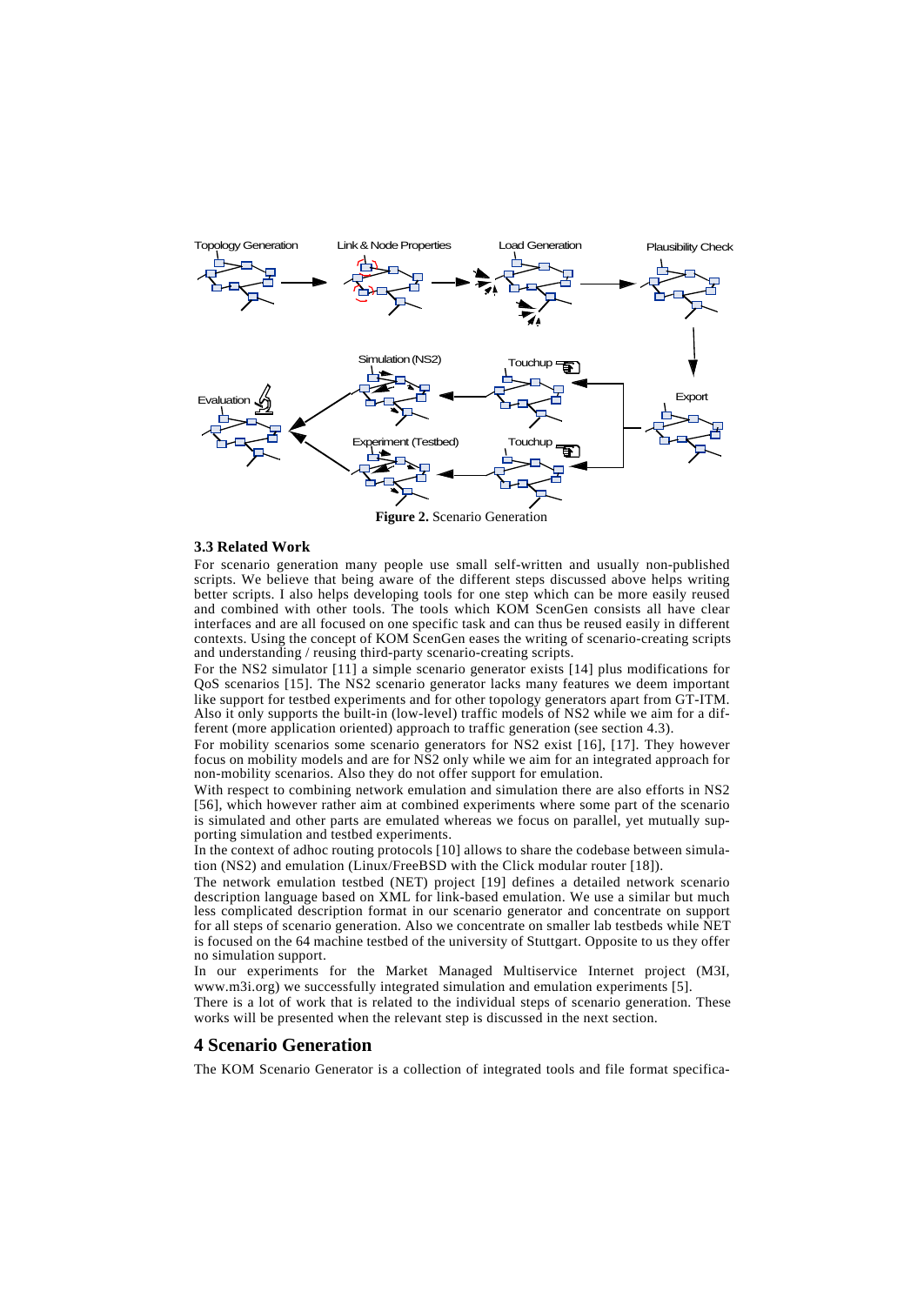**Figure 2.** Scenario Generation

### 3.3 Related Work

For scenario generation many people use small self-written and usually non-published scripts. We believe that being aware of the different steps discussed above helps writing better scripts. I also helps developing tools for one step which can be more easily reused and combined with other tools. The tools which KOM ScenGen consists all have clear interfaces and are all focused on one specific task and can thus be reused easily in different contexts. Using the concept of KOM ScenGen eases the writing of scenario-creating scripts and understanding / reusing third-party scenario-creating scripts.

For the NS2 simulator [11] a simple scenario generator exists [14] plus modifications for QoS scenarios [15]. The NS2 scenario generator lacks many features we deem important like support for testbed experiments and for other topology generators apart from GT-ITM. Also it only supports the built-in (low-level) traffic models of NS2 while we aim for a different (more application oriented) approach to traffic generation (see section 4.3).

For mobility scenarios some scenario generators for NS2 exist [16], [17]. They however focus on mobility models and are for NS2 only while we aim for an integrated approach for non-mobility scenarios. Also they do not offer support for emulation.

With respect to combining network emulation and simulation there are also efforts in NS2 [56], which however rather aim at combined experiments where some part of the scenario is simulated and other parts are emulated whereas we focus on parallel, yet mutually supporting simulation and testbed experiments.

In the context of adhoc routing protocols [10] allows to share the codebase between simulation (NS2) and emulation (Linux/FreeBSD with the Click modular router [18]).

The network emulation testbed (NET) project [19] defines a detailed network scenario description language based on XML for link-based emulation. We use a similar but much less complicated description format in our scenario generator and concentrate on support for all steps of scenario generation. Also we concentrate on smaller lab testbeds while NET is focused on the 64 machine testbed of the university of Stuttgart. Opposite to us they offer no simulation support.

In our experiments for the Market Managed Multiservice Internet project (M3I, www.m3i.org) we successfully integrated simulation and emulation experiments [5].

There is a lot of work that is related to the individual steps of scenario generation. These works will be presented when the relevant step is discussed in the next section.

## 4 Scenario Generation

The KOM Scenario Generator is a collection of integrated tools and file format specifica-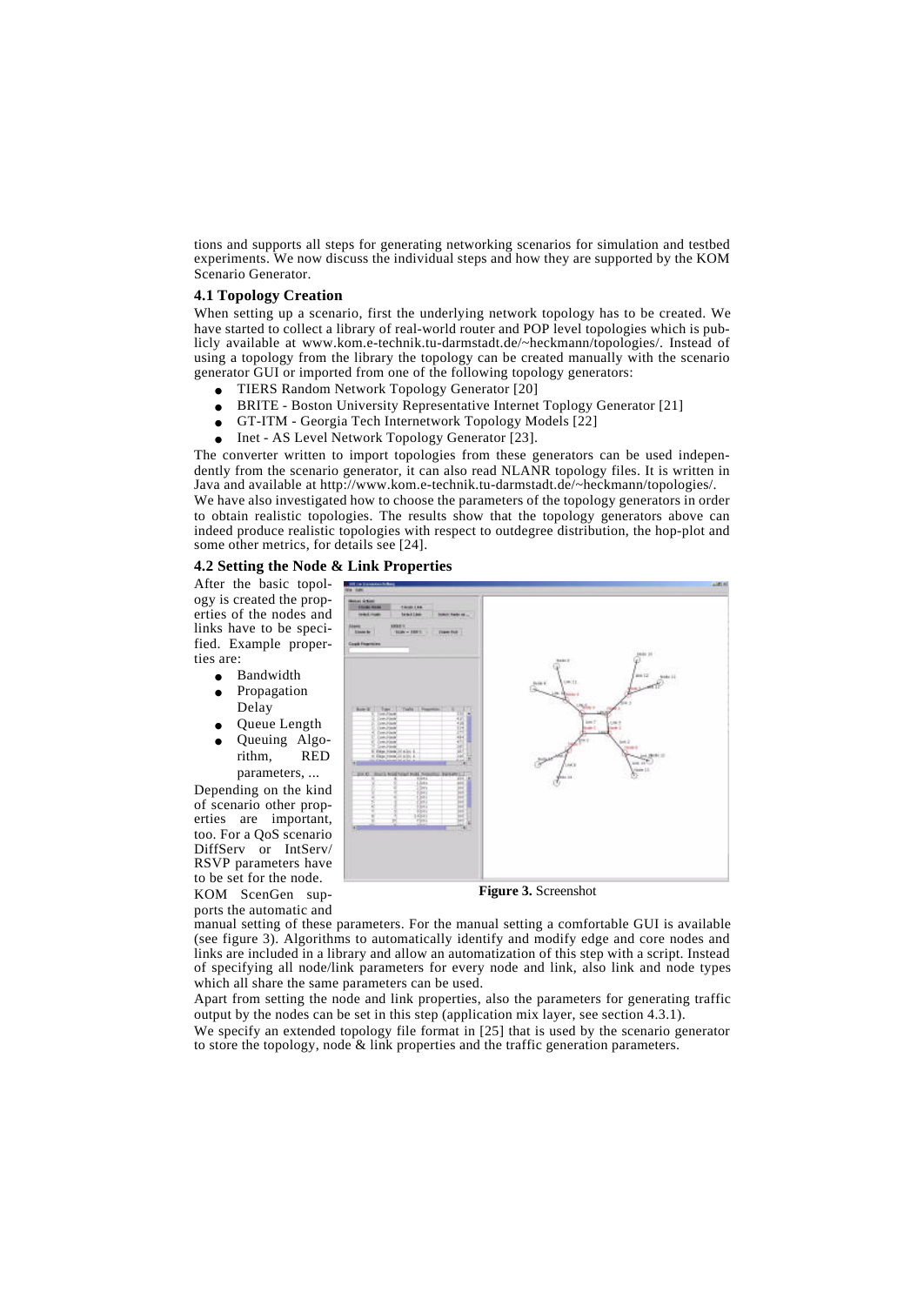tions and supports all steps for generating networking scenarios for simulation and testbed experiments. We now discuss the individual steps and how they are supported by the KOM Scenario Generator.

### 4.1 Topology Creation

When setting up a scenario, first the underlying network topology has to be created. We have started to collect a library of real-world router and POP level topologies which is publicly available at www.kom.e-technik.tu-darmstadt.de/~heckmann/topologies/. Instead of using a topology from the library the topology can be created manually with the scenario generator GUI or imported from one of the following topology generators:

- TIERS Random Network Topology Generator [20]
- BRITE - Boston University Representative Internet Toplogy Generator [21]
- GT-ITM - Georgia Tech Internetwork Topology Models [22]
- Inet - AS Level Network Topology Generator [23].

The converter written to import topologies from these generators can be used independently from the scenario generator, it can also read NLANR topology files. It is written in Java and available at http://www.kom.e-technik.tu-darmstadt.de/~heckmann/topologies/.

We have also investigated how to choose the parameters of the topology generators in order to obtain realistic topologies. The results show that the topology generators above can indeed produce realistic topologies with respect to outdegree distribution, the hop-plot and some other metrics, for details see [24].

### 4.2 Setting the Node & Link Properties

After the basic topology is created the properties of the nodes and links have to be specified. Example properties are:

- Bandwidth
- Propagation Delay
- Queue Length
- Queuing Algorithm, RED parameters, ...

Depending on the kind of scenario other properties are important, too. For a QoS scenario DiffServ or IntServ/RSVP parameters have to be set for the node.

**Figure 3.** Screenshot

KOM ScenGen supports the automatic and manual setting of these parameters. For the manual setting a comfortable GUI is available (see figure 3). Algorithms to automatically identify and modify edge and core nodes and links are included in a library and allow an automatization of this step with a script. Instead of specifying all node/link parameters for every node and link, also link and node types which all share the same parameters can be used.

Apart from setting the node and link properties, also the parameters for generating traffic output by the nodes can be set in this step (application mix layer, see section 4.3.1).

We specify an extended topology file format in [25] that is used by the scenario generator to store the topology, node & link properties and the traffic generation parameters.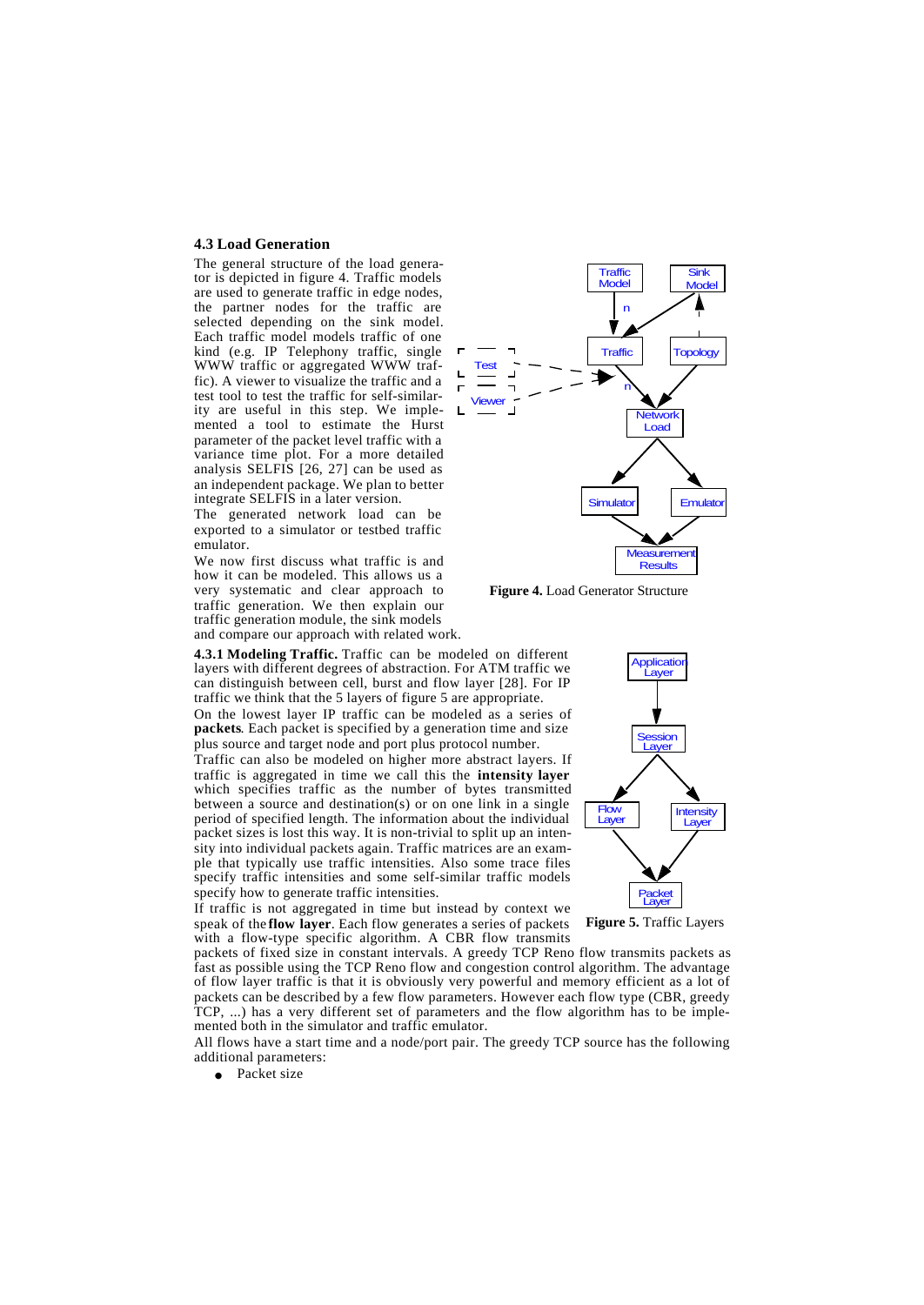### 4.3 Load Generation

The general structure of the load generator is depicted in figure 4. Traffic models are used to generate traffic in edge nodes, the partner nodes for the traffic are selected depending on the sink model. Each traffic model models traffic of one kind (e.g. IP Telephony traffic, single WWW traffic or aggregated WWW traffic). A viewer to visualize the traffic and a test tool to test the traffic for self-similarity are useful in this step. We implemented a tool to estimate the Hurst parameter of the packet level traffic with a variance time plot. For a more detailed analysis SELFIS [26, 27] can be used as an independent package. We plan to better integrate SELFIS in a later version.

The generated network load can be exported to a simulator or testbed traffic emulator.

We now first discuss what traffic is and how it can be modeled. This allows us a very systematic and clear approach to traffic generation. We then explain our traffic generation module, the sink models and compare our approach with related work.

**Figure 4.** Load Generator Structure

**4.3.1 Modeling Traffic.** Traffic can be modeled on different layers with different degrees of abstraction. For ATM traffic we can distinguish between cell, burst and flow layer [28]. For IP traffic we think that the 5 layers of figure 5 are appropriate.

On the lowest layer IP traffic can be modeled as a series of **packets**. Each packet is specified by a generation time and size plus source and target node and port plus protocol number.

Traffic can also be modeled on higher more abstract layers. If traffic is aggregated in time we call this the **intensity layer** which specifies traffic as the number of bytes transmitted between a source and destination(s) or on one link in a single period of specified length. The information about the individual packet sizes is lost this way. It is non-trivial to split up an intensity into individual packets again. Traffic matrices are an example that typically use traffic intensities. Also some trace files specify traffic intensities and some self-similar traffic models specify how to generate traffic intensities.

If traffic is not aggregated in time but instead by context we speak of the **flow layer**. Each flow generates a series of packets with a flow-type specific algorithm. A CBR flow transmits packets of fixed size in constant intervals. A greedy TCP Reno flow transmits packets as fast as possible using the TCP Reno flow and congestion control algorithm. The advantage of flow layer traffic is that it is obviously very powerful and memory efficient as a lot of packets can be described by a few flow parameters. However each flow type (CBR, greedy TCP, ...) has a very different set of parameters and the flow algorithm has to be implemented both in the simulator and traffic emulator.

**Figure 5.** Traffic Layers

All flows have a start time and a node/port pair. The greedy TCP source has the following additional parameters:

- Packet size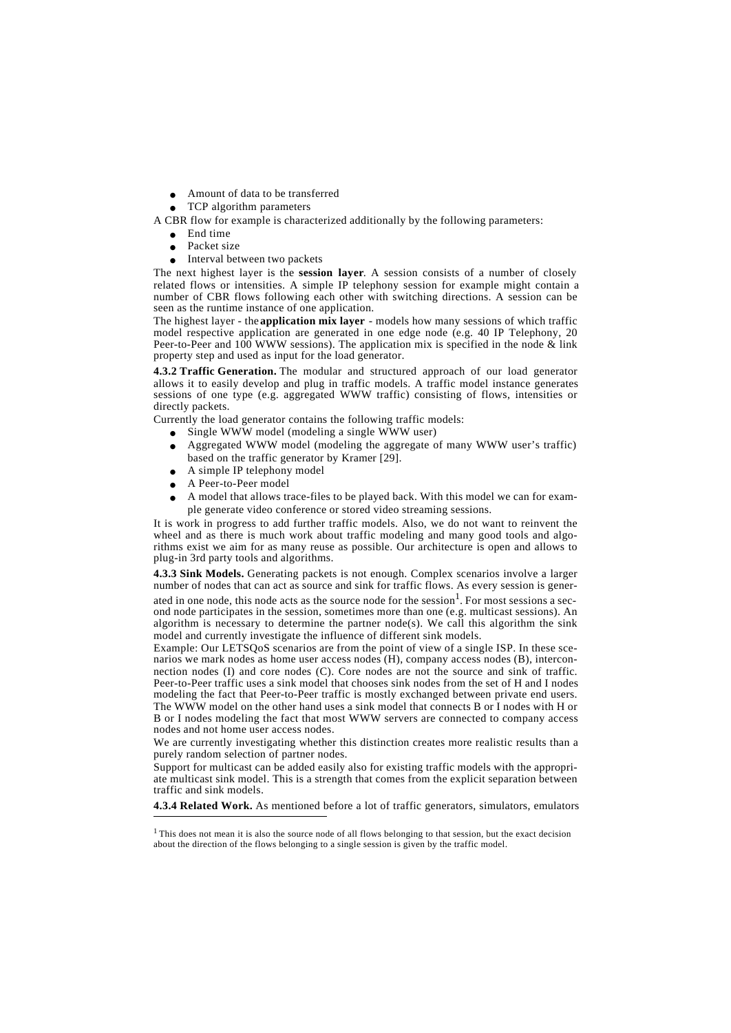- Amount of data to be transferred
- TCP algorithm parameters

A CBR flow for example is characterized additionally by the following parameters:

- End time
- Packet size
- Interval between two packets

The next highest layer is the **session layer**. A session consists of a number of closely related flows or intensities. A simple IP telephony session for example might contain a number of CBR flows following each other with switching directions. A session can be seen as the runtime instance of one application.

The highest layer - the **application mix layer** - models how many sessions of which traffic model respective application are generated in one edge node (e.g. 40 IP Telephony, 20 Peer-to-Peer and 100 WWW sessions). The application mix is specified in the node & link property step and used as input for the load generator.

**4.3.2 Traffic Generation.** The modular and structured approach of our load generator allows it to easily develop and plug in traffic models. A traffic model instance generates sessions of one type (e.g. aggregated WWW traffic) consisting of flows, intensities or directly packets.

Currently the load generator contains the following traffic models:

- Single WWW model (modeling a single WWW user)
- Aggregated WWW model (modeling the aggregate of many WWW user's traffic) based on the traffic generator by Kramer [29].
- A simple IP telephony model
- A Peer-to-Peer model
- A model that allows trace-files to be played back. With this model we can for example generate video conference or stored video streaming sessions.

It is work in progress to add further traffic models. Also, we do not want to reinvent the wheel and as there is much work about traffic modeling and many good tools and algorithms exist we aim for as many reuse as possible. Our architecture is open and allows to plug-in 3rd party tools and algorithms.

**4.3.3 Sink Models.** Generating packets is not enough. Complex scenarios involve a larger number of nodes that can act as source and sink for traffic flows. As every session is generated in one node, this node acts as the source node for the session[1]. For most sessions a second node participates in the session, sometimes more than one (e.g. multicast sessions). An algorithm is necessary to determine the partner node(s). We call this algorithm the sink model and currently investigate the influence of different sink models.

Example: Our LETSQoS scenarios are from the point of view of a single ISP. In these scenarios we mark nodes as home user access nodes (H), company access nodes (B), interconnection nodes (I) and core nodes (C). Core nodes are not the source and sink of traffic. Peer-to-Peer traffic uses a sink model that chooses sink nodes from the set of H and I nodes modeling the fact that Peer-to-Peer traffic is mostly exchanged between private end users. The WWW model on the other hand uses a sink model that connects B or I nodes with H or B or I nodes modeling the fact that most WWW servers are connected to company access nodes and not home user access nodes.

We are currently investigating whether this distinction creates more realistic results than a purely random selection of partner nodes.

Support for multicast can be added easily also for existing traffic models with the appropriate multicast sink model. This is a strength that comes from the explicit separation between traffic and sink models.

**4.3.4 Related Work.** As mentioned before a lot of traffic generators, simulators, emulators

[1] This does not mean it is also the source node of all flows belonging to that session, but the exact decision about the direction of the flows belonging to a single session is given by the traffic model.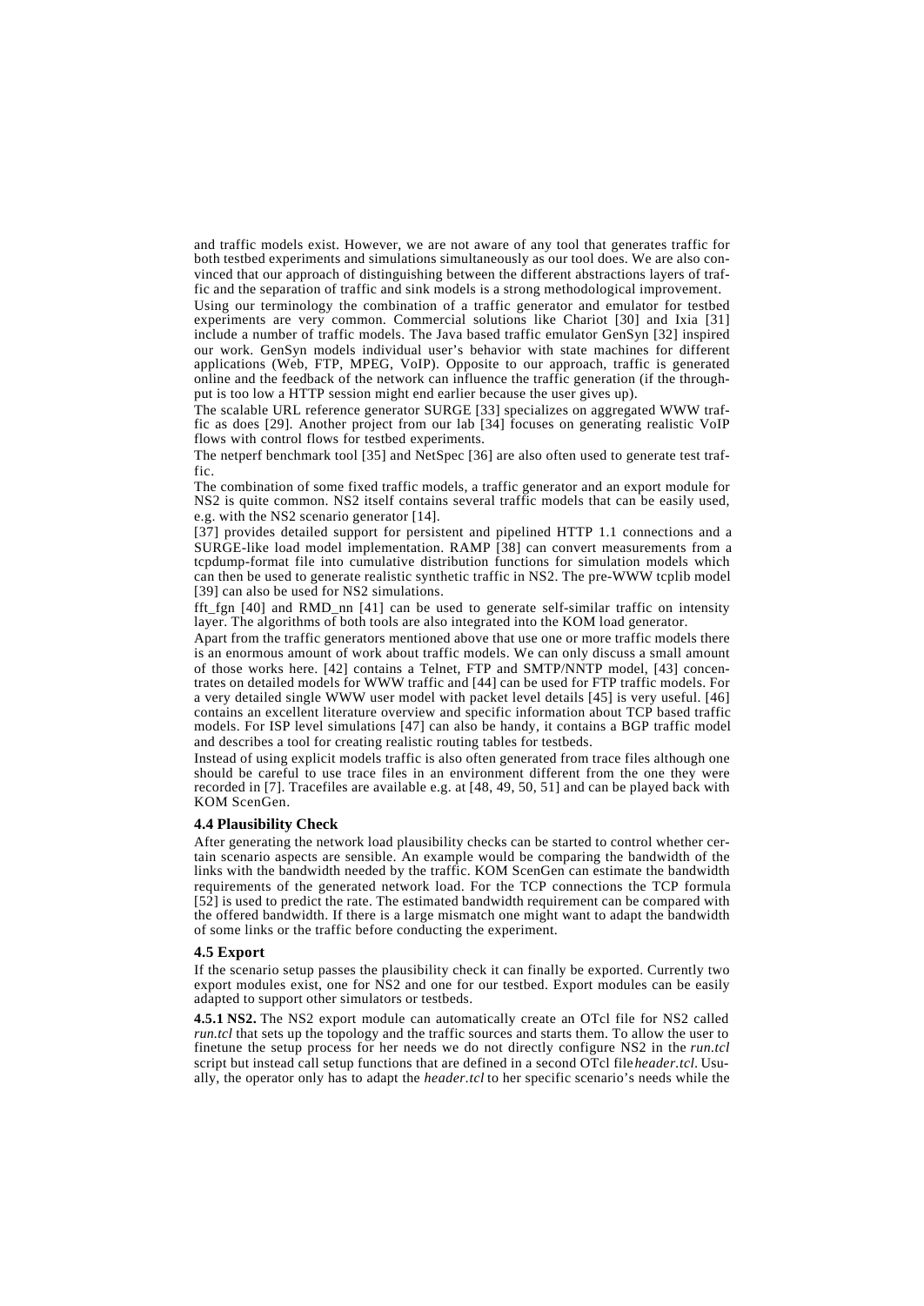and traffic models exist. However, we are not aware of any tool that generates traffic for both testbed experiments and simulations simultaneously as our tool does. We are also convinced that our approach of distinguishing between the different abstractions layers of traffic and the separation of traffic and sink models is a strong methodological improvement.

Using our terminology the combination of a traffic generator and emulator for testbed experiments are very common. Commercial solutions like Chariot [30] and Ixia [31] include a number of traffic models. The Java based traffic emulator GenSyn [32] inspired our work. GenSyn models individual user's behavior with state machines for different applications (Web, FTP, MPEG, VoIP). Opposite to our approach, traffic is generated online and the feedback of the network can influence the traffic generation (if the throughput is too low a HTTP session might end earlier because the user gives up).

The scalable URL reference generator SURGE [33] specializes on aggregated WWW traffic as does [29]. Another project from our lab [34] focuses on generating realistic VoIP flows with control flows for testbed experiments.

The netperf benchmark tool [35] and NetSpec [36] are also often used to generate test traffic.

The combination of some fixed traffic models, a traffic generator and an export module for NS2 is quite common. NS2 itself contains several traffic models that can be easily used, e.g. with the NS2 scenario generator [14].

[37] provides detailed support for persistent and pipelined HTTP 1.1 connections and a SURGE-like load model implementation. RAMP [38] can convert measurements from a tcpdump-format file into cumulative distribution functions for simulation models which can then be used to generate realistic synthetic traffic in NS2. The pre-WWW tcplib model [39] can also be used for NS2 simulations.

fft_fgn [40] and RMD_nn [41] can be used to generate self-similar traffic on intensity layer. The algorithms of both tools are also integrated into the KOM load generator.

Apart from the traffic generators mentioned above that use one or more traffic models there is an enormous amount of work about traffic models. We can only discuss a small amount of those works here. [42] contains a Telnet, FTP and SMTP/NNTP model, [43] concentrates on detailed models for WWW traffic and [44] can be used for FTP traffic models. For a very detailed single WWW user model with packet level details [45] is very useful. [46] contains an excellent literature overview and specific information about TCP based traffic models. For ISP level simulations [47] can also be handy, it contains a BGP traffic model and describes a tool for creating realistic routing tables for testbeds.

Instead of using explicit models traffic is also often generated from trace files although one should be careful to use trace files in an environment different from the one they were recorded in [7]. Tracefiles are available e.g. at [48, 49, 50, 51] and can be played back with KOM ScenGen.

### 4.4 Plausibility Check

After generating the network load plausibility checks can be started to control whether certain scenario aspects are sensible. An example would be comparing the bandwidth of the links with the bandwidth needed by the traffic. KOM ScenGen can estimate the bandwidth requirements of the generated network load. For the TCP connections the TCP formula [52] is used to predict the rate. The estimated bandwidth requirement can be compared with the offered bandwidth. If there is a large mismatch one might want to adapt the bandwidth of some links or the traffic before conducting the experiment.

### 4.5 Export

If the scenario setup passes the plausibility check it can finally be exported. Currently two export modules exist, one for NS2 and one for our testbed. Export modules can be easily adapted to support other simulators or testbeds.

**4.5.1 NS2.** The NS2 export module can automatically create an OTcl file for NS2 called *run.tcl* that sets up the topology and the traffic sources and starts them. To allow the user to finetune the setup process for her needs we do not directly configure NS2 in the *run.tcl* script but instead call setup functions that are defined in a second OTcl file *header.tcl*. Usually, the operator only has to adapt the *header.tcl* to her specific scenario's needs while the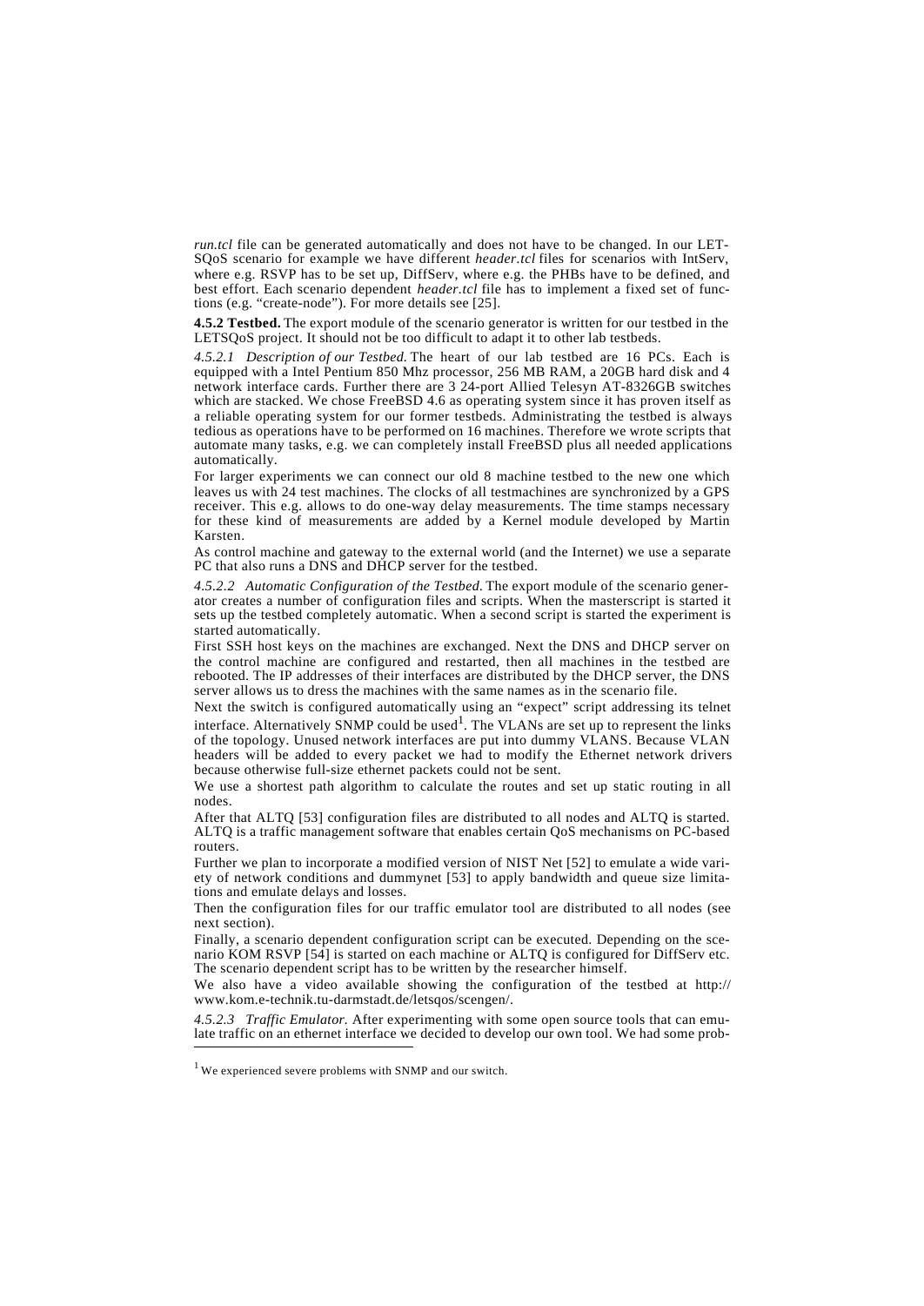*run.tcl* file can be generated automatically and does not have to be changed. In our LET-SQoS scenario for example we have different *header.tcl* files for scenarios with IntServ, where e.g. RSVP has to be set up, DiffServ, where e.g. the PHBs have to be defined, and best effort. Each scenario dependent *header.tcl* file has to implement a fixed set of functions (e.g. “create-node”). For more details see [25].

**4.5.2 Testbed.** The export module of the scenario generator is written for our testbed in the LETSQoS project. It should not be too difficult to adapt it to other lab testbeds.

*4.5.2.1 Description of our Testbed.* The heart of our lab testbed are 16 PCs. Each is equipped with a Intel Pentium 850 Mhz processor, 256 MB RAM, a 20GB hard disk and 4 network interface cards. Further there are 3 24-port Allied Telesyn AT-8326GB switches which are stacked. We chose FreeBSD 4.6 as operating system since it has proven itself as a reliable operating system for our former testbeds. Administrating the testbed is always tedious as operations have to be performed on 16 machines. Therefore we wrote scripts that automate many tasks, e.g. we can completely install FreeBSD plus all needed applications automatically.

For larger experiments we can connect our old 8 machine testbed to the new one which leaves us with 24 test machines. The clocks of all testmachines are synchronized by a GPS receiver. This e.g. allows to do one-way delay measurements. The time stamps necessary for these kind of measurements are added by a Kernel module developed by Martin Karsten.

As control machine and gateway to the external world (and the Internet) we use a separate PC that also runs a DNS and DHCP server for the testbed.

*4.5.2.2 Automatic Configuration of the Testbed.* The export module of the scenario generator creates a number of configuration files and scripts. When the masterscript is started it sets up the testbed completely automatic. When a second script is started the experiment is started automatically.

First SSH host keys on the machines are exchanged. Next the DNS and DHCP server on the control machine are configured and restarted, then all machines in the testbed are rebooted. The IP addresses of their interfaces are distributed by the DHCP server, the DNS server allows us to dress the machines with the same names as in the scenario file.

Next the switch is configured automatically using an “expect” script addressing its telnet interface. Alternatively SNMP could be used[1]. The VLANs are set up to represent the links of the topology. Unused network interfaces are put into dummy VLANS. Because VLAN headers will be added to every packet we had to modify the Ethernet network drivers because otherwise full-size ethernet packets could not be sent.

We use a shortest path algorithm to calculate the routes and set up static routing in all nodes.

After that ALTQ [53] configuration files are distributed to all nodes and ALTQ is started. ALTQ is a traffic management software that enables certain QoS mechanisms on PC-based routers.

Further we plan to incorporate a modified version of NIST Net [52] to emulate a wide variety of network conditions and dummynet [53] to apply bandwidth and queue size limitations and emulate delays and losses.

Then the configuration files for our traffic emulator tool are distributed to all nodes (see next section).

Finally, a scenario dependent configuration script can be executed. Depending on the scenario KOM RSVP [54] is started on each machine or ALTQ is configured for DiffServ etc. The scenario dependent script has to be written by the researcher himself.

We also have a video available showing the configuration of the testbed at http://www.kom.e-technik.tu-darmstadt.de/letsqos/scengen/.

*4.5.2.3 Traffic Emulator.* After experimenting with some open source tools that can emulate traffic on an ethernet interface we decided to develop our own tool. We had some prob-

[1] We experienced severe problems with SNMP and our switch.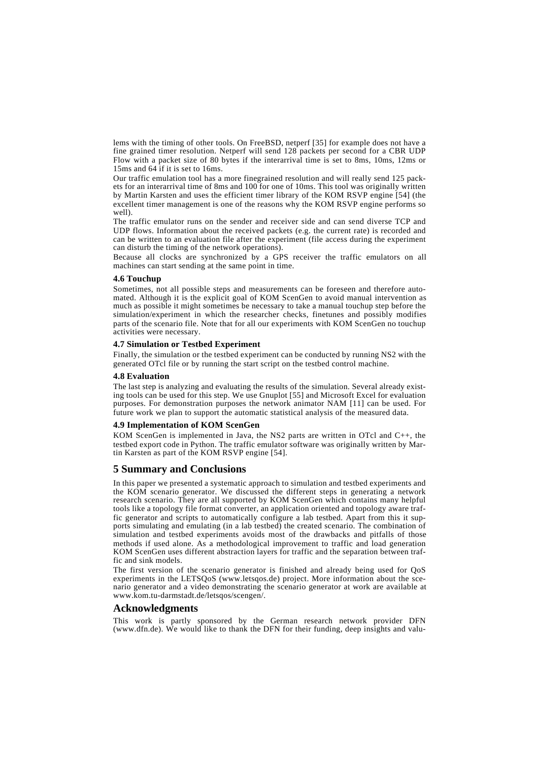lems with the timing of other tools. On FreeBSD, netperf [35] for example does not have a fine grained timer resolution. Netperf will send 128 packets per second for a CBR UDP Flow with a packet size of 80 bytes if the interarrival time is set to 8ms, 10ms, 12ms or 15ms and 64 if it is set to 16ms.

Our traffic emulation tool has a more finegrained resolution and will really send 125 packets for an interarrival time of 8ms and 100 for one of 10ms. This tool was originally written by Martin Karsten and uses the efficient timer library of the KOM RSVP engine [54] (the excellent timer management is one of the reasons why the KOM RSVP engine performs so well).

The traffic emulator runs on the sender and receiver side and can send diverse TCP and UDP flows. Information about the received packets (e.g. the current rate) is recorded and can be written to an evaluation file after the experiment (file access during the experiment can disturb the timing of the network operations).

Because all clocks are synchronized by a GPS receiver the traffic emulators on all machines can start sending at the same point in time.

### 4.6 Touchup

Sometimes, not all possible steps and measurements can be foreseen and therefore automated. Although it is the explicit goal of KOM ScenGen to avoid manual intervention as much as possible it might sometimes be necessary to take a manual touchup step before the simulation/experiment in which the researcher checks, finetunes and possibly modifies parts of the scenario file. Note that for all our experiments with KOM ScenGen no touchup activities were necessary.

### 4.7 Simulation or Testbed Experiment

Finally, the simulation or the testbed experiment can be conducted by running NS2 with the generated OTcl file or by running the start script on the testbed control machine.

### 4.8 Evaluation

The last step is analyzing and evaluating the results of the simulation. Several already existing tools can be used for this step. We use Gnuplot [55] and Microsoft Excel for evaluation purposes. For demonstration purposes the network animator NAM [11] can be used. For future work we plan to support the automatic statistical analysis of the measured data.

### 4.9 Implementation of KOM ScenGen

KOM ScenGen is implemented in Java, the NS2 parts are written in OTcl and C++, the testbed export code in Python. The traffic emulator software was originally written by Martin Karsten as part of the KOM RSVP engine [54].

## 5 Summary and Conclusions

In this paper we presented a systematic approach to simulation and testbed experiments and the KOM scenario generator. We discussed the different steps in generating a network research scenario. They are all supported by KOM ScenGen which contains many helpful tools like a topology file format converter, an application oriented and topology aware traffic generator and scripts to automatically configure a lab testbed. Apart from this it supports simulating and emulating (in a lab testbed) the created scenario. The combination of simulation and testbed experiments avoids most of the drawbacks and pitfalls of those methods if used alone. As a methodological improvement to traffic and load generation KOM ScenGen uses different abstraction layers for traffic and the separation between traffic and sink models.

The first version of the scenario generator is finished and already being used for QoS experiments in the LETSQoS (www.letsqos.de) project. More information about the scenario generator and a video demonstrating the scenario generator at work are available at www.kom.tu-darmstadt.de/letsqos/scengen/.

## Acknowledgments

This work is partly sponsored by the German research network provider DFN (www.dfn.de). We would like to thank the DFN for their funding, deep insights and valu-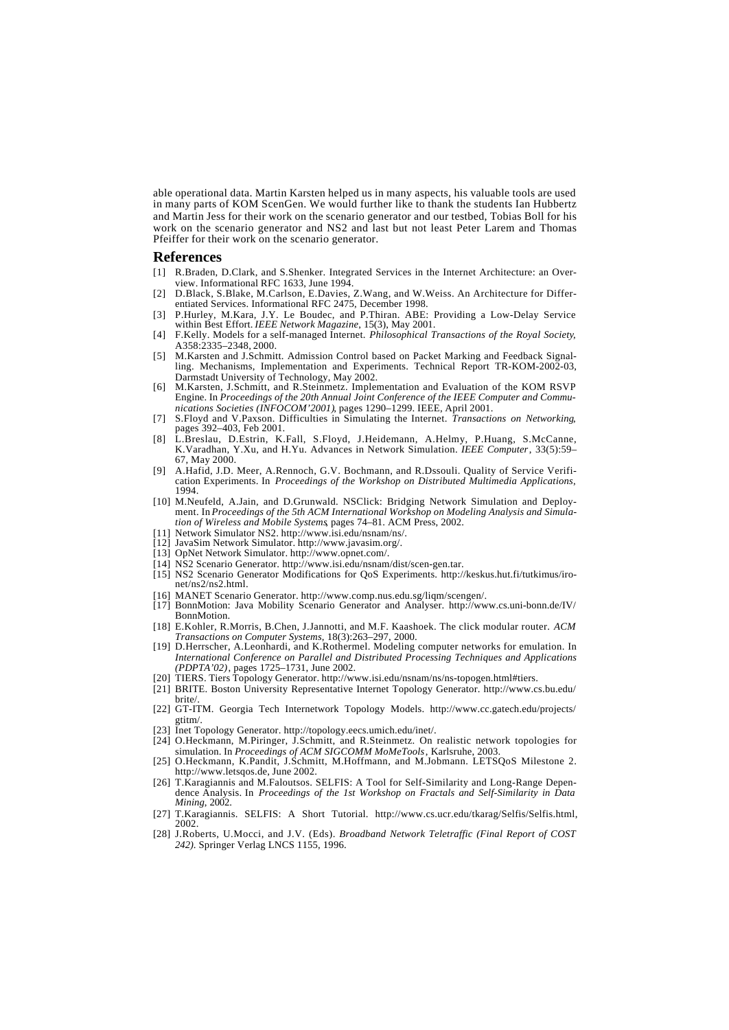able operational data. Martin Karsten helped us in many aspects, his valuable tools are used in many parts of KOM ScenGen. We would further like to thank the students Ian Hubbertz and Martin Jess for their work on the scenario generator and our testbed, Tobias Boll for his work on the scenario generator and NS2 and last but not least Peter Larem and Thomas Pfeiffer for their work on the scenario generator.

## References

[1] R.Braden, D.Clark, and S.Shenker. Integrated Services in the Internet Architecture: an Overview. Informational RFC 1633, June 1994.

[2] D.Black, S.Blake, M.Carlson, E.Davies, Z.Wang, and W.Weiss. An Architecture for Differentiated Services. Informational RFC 2475, December 1998.

[3] P.Hurley, M.Kara, J.Y. Le Boudec, and P.Thiran. ABE: Providing a Low-Delay Service within Best Effort. *IEEE Network Magazine*, 15(3), May 2001.

[4] F.Kelly. Models for a self-managed Internet. *Philosophical Transactions of the Royal Society*, A358:2335–2348, 2000.

[5] M.Karsten and J.Schmitt. Admission Control based on Packet Marking and Feedback Signalling. Mechanisms, Implementation and Experiments. Technical Report TR-KOM-2002-03, Darmstadt University of Technology, May 2002.

[6] M.Karsten, J.Schmitt, and R.Steinmetz. Implementation and Evaluation of the KOM RSVP Engine. In *Proceedings of the 20th Annual Joint Conference of the IEEE Computer and Communications Societies (INFOCOM'2001)*, pages 1290–1299. IEEE, April 2001.

[7] S.Floyd and V.Paxson. Difficulties in Simulating the Internet. *Transactions on Networking*, pages 392–403, Feb 2001.

[8] L.Breslau, D.Estrin, K.Fall, S.Floyd, J.Heidemann, A.Helmy, P.Huang, S.McCanne, K.Varadhan, Y.Xu, and H.Yu. Advances in Network Simulation. *IEEE Computer*, 33(5):59–67, May 2000.

[9] A.Hafid, J.D. Meer, A.Rennoch, G.V. Bochmann, and R.Dssouli. Quality of Service Verification Experiments. In *Proceedings of the Workshop on Distributed Multimedia Applications*, 1994.

[10] M.Neufeld, A.Jain, and D.Grunwald. NSClick: Bridging Network Simulation and Deployment. In *Proceedings of the 5th ACM International Workshop on Modeling Analysis and Simulation of Wireless and Mobile Systems*, pages 74–81. ACM Press, 2002.

[11] Network Simulator NS2. http://www.isi.edu/nsnam/ns/.

[12] JavaSim Network Simulator. http://www.javasim.org/.

[13] OpNet Network Simulator. http://www.opnet.com/.

[14] NS2 Scenario Generator. http://www.isi.edu/nsnam/dist/scen-gen.tar.

[15] NS2 Scenario Generator Modifications for QoS Experiments. http://keskus.hut.fi/tutkimus/ironet/ns2/ns2.html.

[16] MANET Scenario Generator. http://www.comp.nus.edu.sg/liqm/scengen/.

[17] BonnMotion: Java Mobility Scenario Generator and Analyser. http://www.cs.uni-bonn.de/IV/BonnMotion.

[18] E.Kohler, R.Morris, B.Chen, J.Jannotti, and M.F. Kaashoek. The click modular router. *ACM Transactions on Computer Systems*, 18(3):263–297, 2000.

[19] D.Herrscher, A.Leonhardi, and K.Rothermel. Modeling computer networks for emulation. In *International Conference on Parallel and Distributed Processing Techniques and Applications (PDPTA'02)*, pages 1725–1731, June 2002.

[20] TIERS. Tiers Topology Generator. http://www.isi.edu/nsnam/ns/ns-topogen.html#tiers.

[21] BRITE. Boston University Representative Internet Topology Generator. http://www.cs.bu.edu/brite/.

[22] GT-ITM. Georgia Tech Internetwork Topology Models. http://www.cc.gatech.edu/projects/gtitm/.

[23] Inet Topology Generator. http://topology.eecs.umich.edu/inet/.

[24] O.Heckmann, M.Piringer, J.Schmitt, and R.Steinmetz. On realistic network topologies for simulation. In *Proceedings of ACM SIGCOMM MoMeTools*, Karlsruhe, 2003.

[25] O.Heckmann, K.Pandit, J.Schmitt, M.Hoffmann, and M.Jobmann. LETSQoS Milestone 2. http://www.letsqos.de, June 2002.

[26] T.Karagiannis and M.Faloutsos. SELFIS: A Tool for Self-Similarity and Long-Range Dependence Analysis. In *Proceedings of the 1st Workshop on Fractals and Self-Similarity in Data Mining*, 2002.

[27] T.Karagiannis. SELFIS: A Short Tutorial. http://www.cs.ucr.edu/tkarag/Selfis/Selfis.html, 2002.

[28] J.Roberts, U.Mocci, and J.V. (Eds). *Broadband Network Teletraffic (Final Report of COST 242)*. Springer Verlag LNCS 1155, 1996.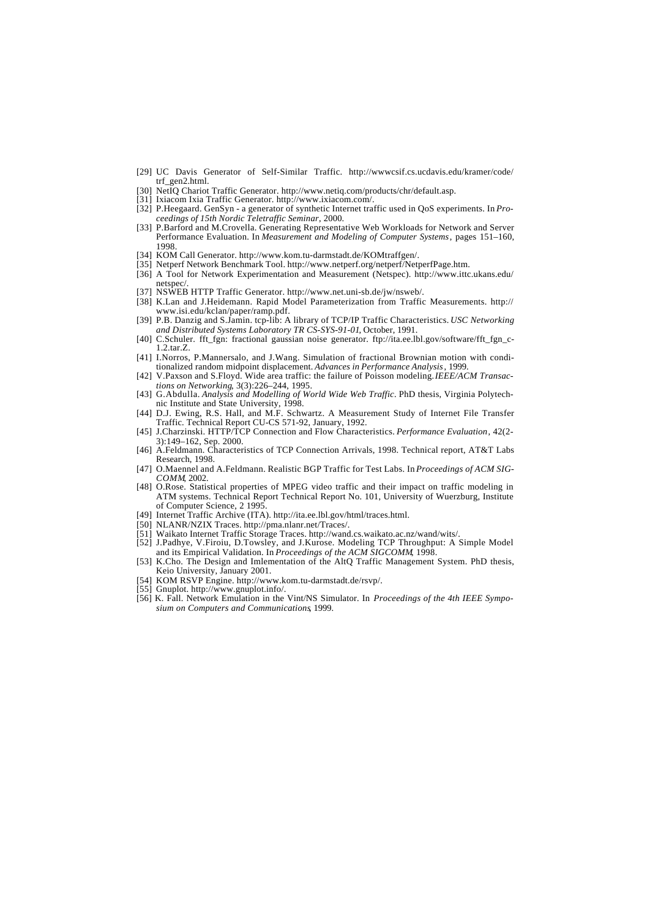[29] UC Davis Generator of Self-Similar Traffic. http://wwwcsif.cs.ucdavis.edu/kramer/code/trf_gen2.html.

[30] NetIQ Chariot Traffic Generator. http://www.netiq.com/products/chr/default.asp.

[31] Ixiacom Ixia Traffic Generator. http://www.ixiacom.com/.

[32] P.Heegaard. GenSyn - a generator of synthetic Internet traffic used in QoS experiments. In *Proceedings of 15th Nordic Teletraffic Seminar*, 2000.

[33] P.Barford and M.Crovella. Generating Representative Web Workloads for Network and Server Performance Evaluation. In *Measurement and Modeling of Computer Systems*, pages 151–160, 1998.

[34] KOM Call Generator. http://www.kom.tu-darmstadt.de/KOMtraffgen/.

[35] Netperf Network Benchmark Tool. http://www.netperf.org/netperf/NetperfPage.htm.

[36] A Tool for Network Experimentation and Measurement (Netspec). http://www.ittc.ukans.edu/netspec/.

[37] NSWEB HTTP Traffic Generator. http://www.net.uni-sb.de/jw/nsweb/.

[38] K.Lan and J.Heidemann. Rapid Model Parameterization from Traffic Measurements. http://www.isi.edu/kclan/paper/ramp.pdf.

[39] P.B. Danzig and S.Jamin. tcp-lib: A library of TCP/IP Traffic Characteristics. *USC Networking and Distributed Systems Laboratory TR CS-SYS-91-01*, October, 1991.

[40] C.Schuler. fft_fgn: fractional gaussian noise generator. ftp://ita.ee.lbl.gov/software/fft_fgn_c-1.2.tar.Z.

[41] I.Norros, P.Mannersalo, and J.Wang. Simulation of fractional Brownian motion with conditionalized random midpoint displacement. *Advances in Performance Analysis*, 1999.

[42] V.Paxson and S.Floyd. Wide area traffic: the failure of Poisson modeling. *IEEE/ACM Transactions on Networking*, 3(3):226–244, 1995.

[43] G.Abdulla. *Analysis and Modelling of World Wide Web Traffic*. PhD thesis, Virginia Polytechnic Institute and State University, 1998.

[44] D.J. Ewing, R.S. Hall, and M.F. Schwartz. A Measurement Study of Internet File Transfer Traffic. Technical Report CU-CS 571-92, January, 1992.

[45] J.Charzinski. HTTP/TCP Connection and Flow Characteristics. *Performance Evaluation*, 42(2-3):149–162, Sep. 2000.

[46] A.Feldmann. Characteristics of TCP Connection Arrivals, 1998. Technical report, AT&T Labs Research, 1998.

[47] O.Maennel and A.Feldmann. Realistic BGP Traffic for Test Labs. In *Proceedings of ACM SIGCOMM*, 2002.

[48] O.Rose. Statistical properties of MPEG video traffic and their impact on traffic modeling in ATM systems. Technical Report Technical Report No. 101, University of Wuerzburg, Institute of Computer Science, 2 1995.

[49] Internet Traffic Archive (ITA). http://ita.ee.lbl.gov/html/traces.html.

[50] NLANR/NZIX Traces. http://pma.nlanr.net/Traces/.

[51] Waikato Internet Traffic Storage Traces. http://wand.cs.waikato.ac.nz/wand/wits/.

[52] J.Padhye, V.Firoiu, D.Towsley, and J.Kurose. Modeling TCP Throughput: A Simple Model and its Empirical Validation. In *Proceedings of the ACM SIGCOMM*, 1998.

[53] K.Cho. The Design and Imlementation of the AltQ Traffic Management System. PhD thesis, Keio University, January 2001.

[54] KOM RSVP Engine. http://www.kom.tu-darmstadt.de/rsvp/.

[55] Gnuplot. http://www.gnuplot.info/.

[56] K. Fall. Network Emulation in the Vint/NS Simulator. In *Proceedings of the 4th IEEE Symposium on Computers and Communications*, 1999.